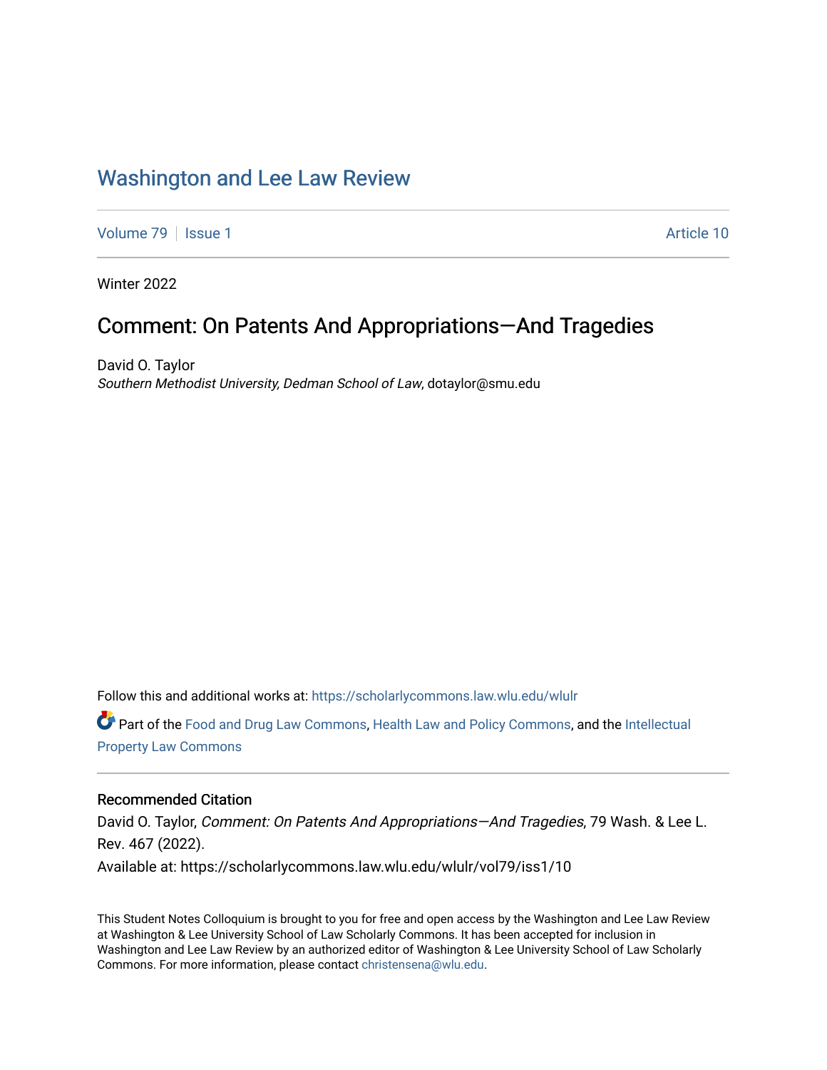# Washington and Lee Law Review

Volume 79 | Issue 1 | Article 10

Winter 2022

## Comment: On Patents And Appropriations—And Tragedies

David O. Taylor
*Southern Methodist University, Dedman School of Law*, dotaylor@smu.edu

Follow this and additional works at: https://scholarlycommons.law.wlu.edu/wlulr

Part of the Food and Drug Law Commons, Health Law and Policy Commons, and the Intellectual Property Law Commons

### Recommended Citation

David O. Taylor, *Comment: On Patents And Appropriations—And Tragedies*, 79 Wash. & Lee L. Rev. 467 (2022).

Available at: https://scholarlycommons.law.wlu.edu/wlulr/vol79/iss1/10

This Student Notes Colloquium is brought to you for free and open access by the Washington and Lee Law Review at Washington & Lee University School of Law Scholarly Commons. It has been accepted for inclusion in Washington and Lee Law Review by an authorized editor of Washington & Lee University School of Law Scholarly Commons. For more information, please contact christensena@wlu.edu.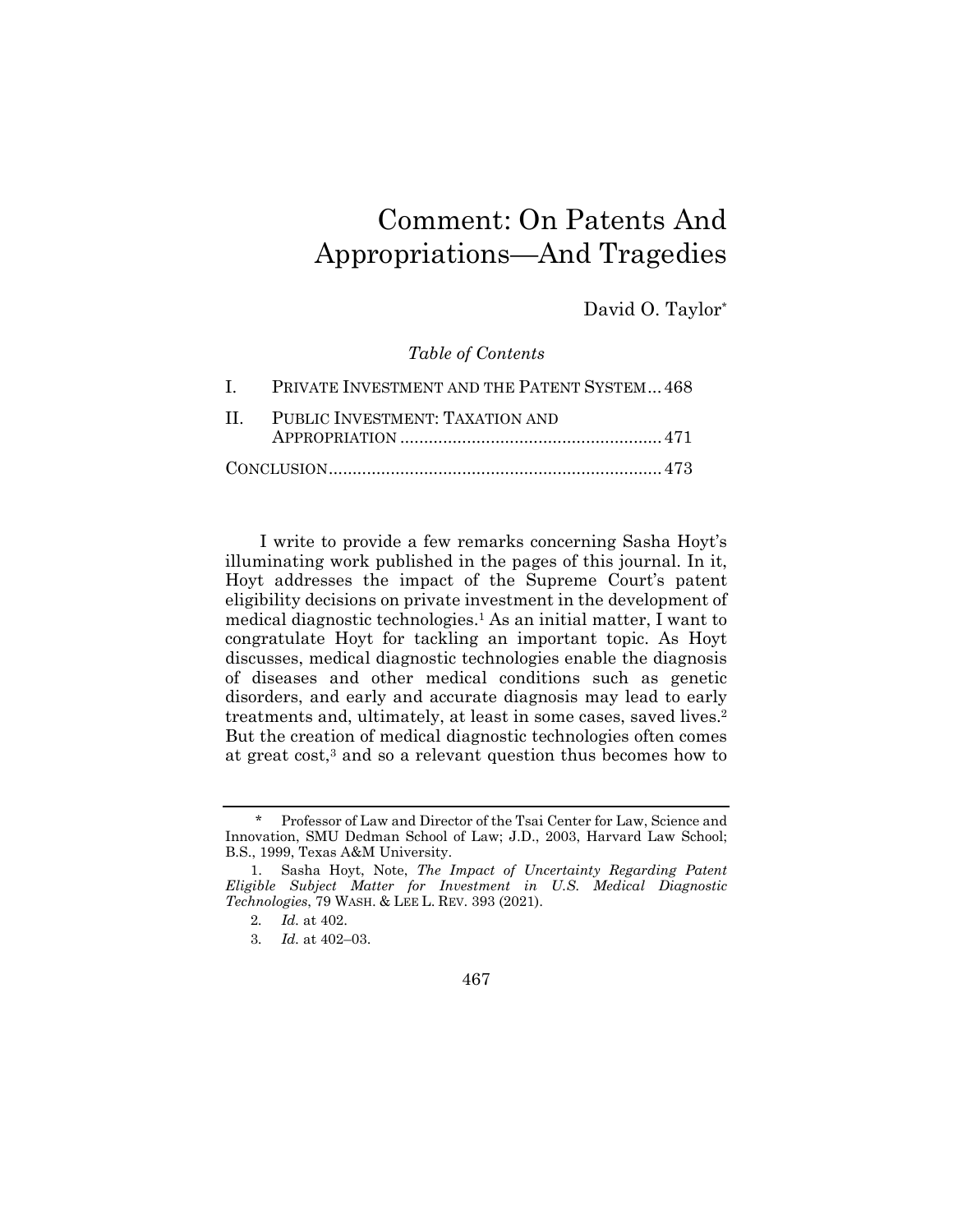# Comment: On Patents And Appropriations—And Tragedies

David O. Taylor*

*Table of Contents*

| | | |
|---|---|---|
| I. | PRIVATE INVESTMENT AND THE PATENT SYSTEM | 468 |
| II. | PUBLIC INVESTMENT: TAXATION AND APPROPRIATION | 471 |
| | CONCLUSION | 473 |

I write to provide a few remarks concerning Sasha Hoyt's illuminating work published in the pages of this journal. In it, Hoyt addresses the impact of the Supreme Court's patent eligibility decisions on private investment in the development of medical diagnostic technologies.[1] As an initial matter, I want to congratulate Hoyt for tackling an important topic. As Hoyt discusses, medical diagnostic technologies enable the diagnosis of diseases and other medical conditions such as genetic disorders, and early and accurate diagnosis may lead to early treatments and, ultimately, at least in some cases, saved lives.[2] But the creation of medical diagnostic technologies often comes at great cost,[3] and so a relevant question thus becomes how to

---

\* Professor of Law and Director of the Tsai Center for Law, Science and Innovation, SMU Dedman School of Law; J.D., 2003, Harvard Law School; B.S., 1999, Texas A&M University.

1. Sasha Hoyt, Note, *The Impact of Uncertainty Regarding Patent Eligible Subject Matter for Investment in U.S. Medical Diagnostic Technologies*, 79 WASH. & LEE L. REV. 393 (2021).

2. *Id.* at 402.

3. *Id.* at 402–03.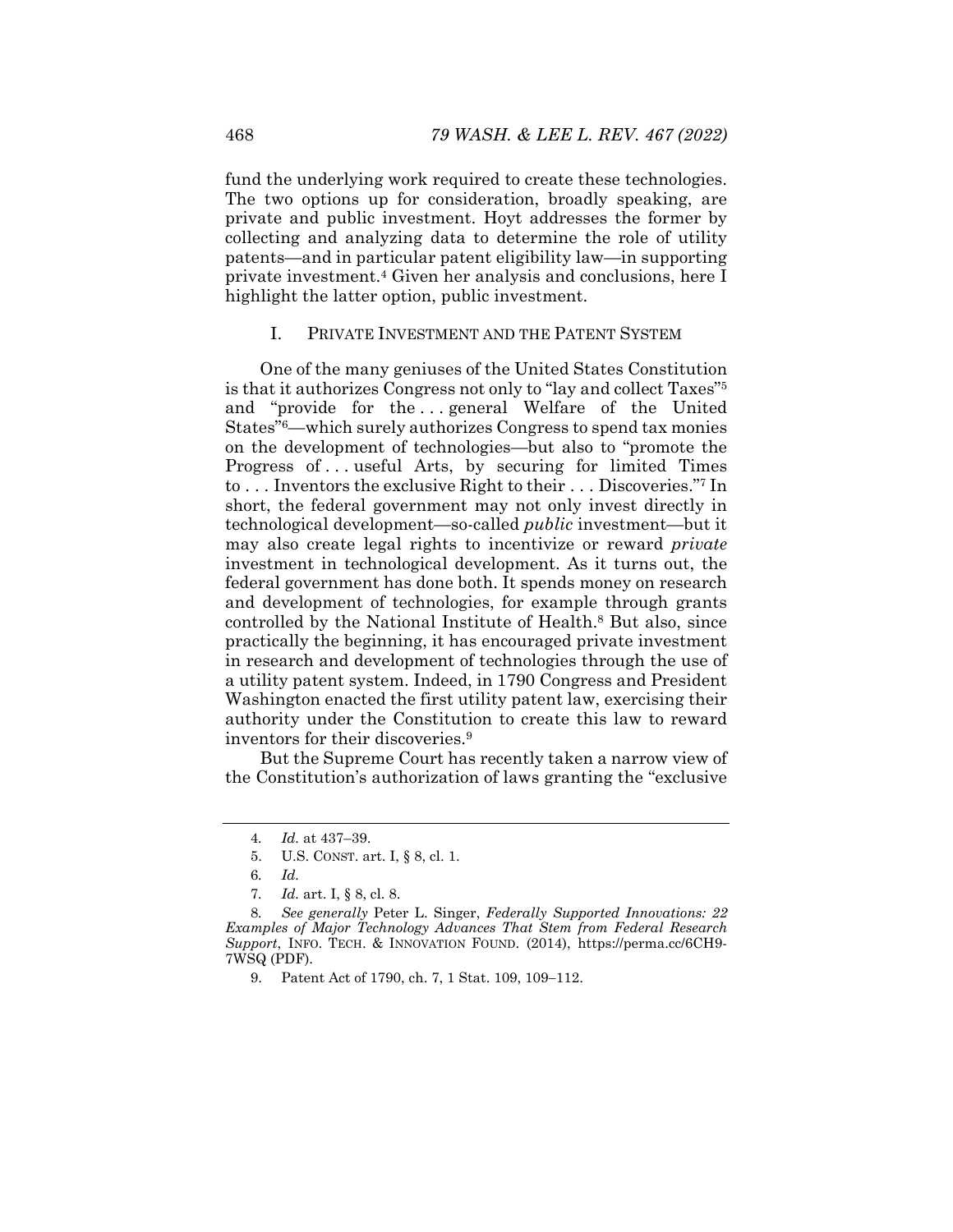fund the underlying work required to create these technologies. The two options up for consideration, broadly speaking, are private and public investment. Hoyt addresses the former by collecting and analyzing data to determine the role of utility patents—and in particular patent eligibility law—in supporting private investment.[4] Given her analysis and conclusions, here I highlight the latter option, public investment.

## I. PRIVATE INVESTMENT AND THE PATENT SYSTEM

One of the many geniuses of the United States Constitution is that it authorizes Congress not only to "lay and collect Taxes"[5] and "provide for the . . . general Welfare of the United States"[6]—which surely authorizes Congress to spend tax monies on the development of technologies—but also to "promote the Progress of . . . useful Arts, by securing for limited Times to . . . Inventors the exclusive Right to their . . . Discoveries."[7] In short, the federal government may not only invest directly in technological development—so-called *public* investment—but it may also create legal rights to incentivize or reward *private* investment in technological development. As it turns out, the federal government has done both. It spends money on research and development of technologies, for example through grants controlled by the National Institute of Health.[8] But also, since practically the beginning, it has encouraged private investment in research and development of technologies through the use of a utility patent system. Indeed, in 1790 Congress and President Washington enacted the first utility patent law, exercising their authority under the Constitution to create this law to reward inventors for their discoveries.[9]

But the Supreme Court has recently taken a narrow view of the Constitution's authorization of laws granting the "exclusive

---

4. *Id.* at 437–39.

5. U.S. CONST. art. I, § 8, cl. 1.

6. *Id.*

7. *Id.* art. I, § 8, cl. 8.

8. *See generally* Peter L. Singer, *Federally Supported Innovations: 22 Examples of Major Technology Advances That Stem from Federal Research Support*, INFO. TECH. & INNOVATION FOUND. (2014), https://perma.cc/6CH9-7WSQ (PDF).

9. Patent Act of 1790, ch. 7, 1 Stat. 109, 109–112.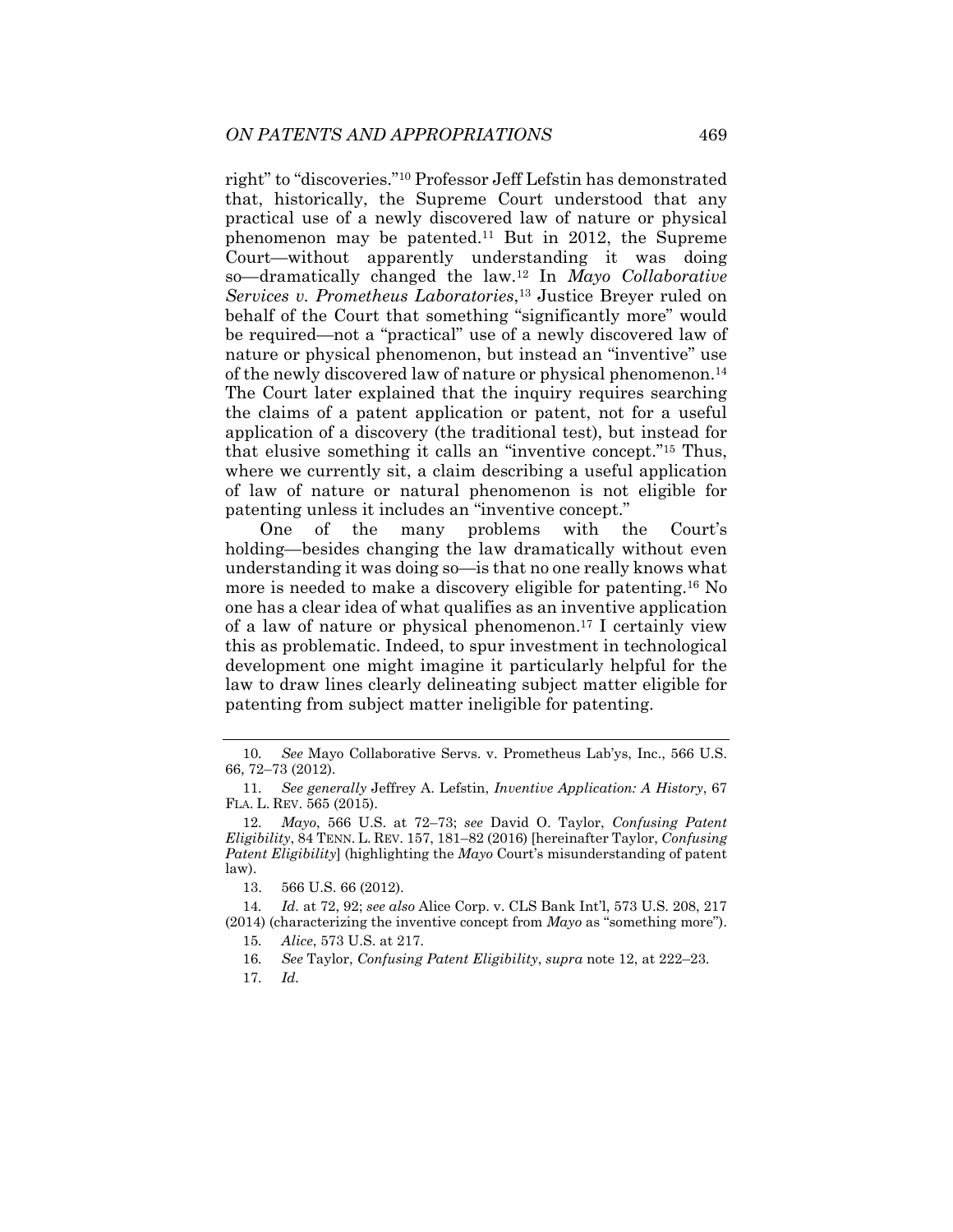right" to "discoveries."[10] Professor Jeff Lefstin has demonstrated that, historically, the Supreme Court understood that any practical use of a newly discovered law of nature or physical phenomenon may be patented.[11] But in 2012, the Supreme Court—without apparently understanding it was doing so—dramatically changed the law.[12] In *Mayo Collaborative Services v. Prometheus Laboratories*,[13] Justice Breyer ruled on behalf of the Court that something "significantly more" would be required—not a "practical" use of a newly discovered law of nature or physical phenomenon, but instead an "inventive" use of the newly discovered law of nature or physical phenomenon.[14] The Court later explained that the inquiry requires searching the claims of a patent application or patent, not for a useful application of a discovery (the traditional test), but instead for that elusive something it calls an "inventive concept."[15] Thus, where we currently sit, a claim describing a useful application of law of nature or natural phenomenon is not eligible for patenting unless it includes an "inventive concept."

One of the many problems with the Court's holding—besides changing the law dramatically without even understanding it was doing so—is that no one really knows what more is needed to make a discovery eligible for patenting.[16] No one has a clear idea of what qualifies as an inventive application of a law of nature or physical phenomenon.[17] I certainly view this as problematic. Indeed, to spur investment in technological development one might imagine it particularly helpful for the law to draw lines clearly delineating subject matter eligible for patenting from subject matter ineligible for patenting.

---

10. *See* Mayo Collaborative Servs. v. Prometheus Lab'ys, Inc., 566 U.S. 66, 72–73 (2012).

11. *See generally* Jeffrey A. Lefstin, *Inventive Application: A History*, 67 FLA. L. REV. 565 (2015).

12. *Mayo*, 566 U.S. at 72–73; *see* David O. Taylor, *Confusing Patent Eligibility*, 84 TENN. L. REV. 157, 181–82 (2016) [hereinafter Taylor, *Confusing Patent Eligibility*] (highlighting the *Mayo* Court's misunderstanding of patent law).

13. 566 U.S. 66 (2012).

14. *Id.* at 72, 92; *see also* Alice Corp. v. CLS Bank Int'l, 573 U.S. 208, 217 (2014) (characterizing the inventive concept from *Mayo* as "something more").

15. *Alice*, 573 U.S. at 217.

16. *See* Taylor, *Confusing Patent Eligibility*, *supra* note 12, at 222–23.

17. *Id.*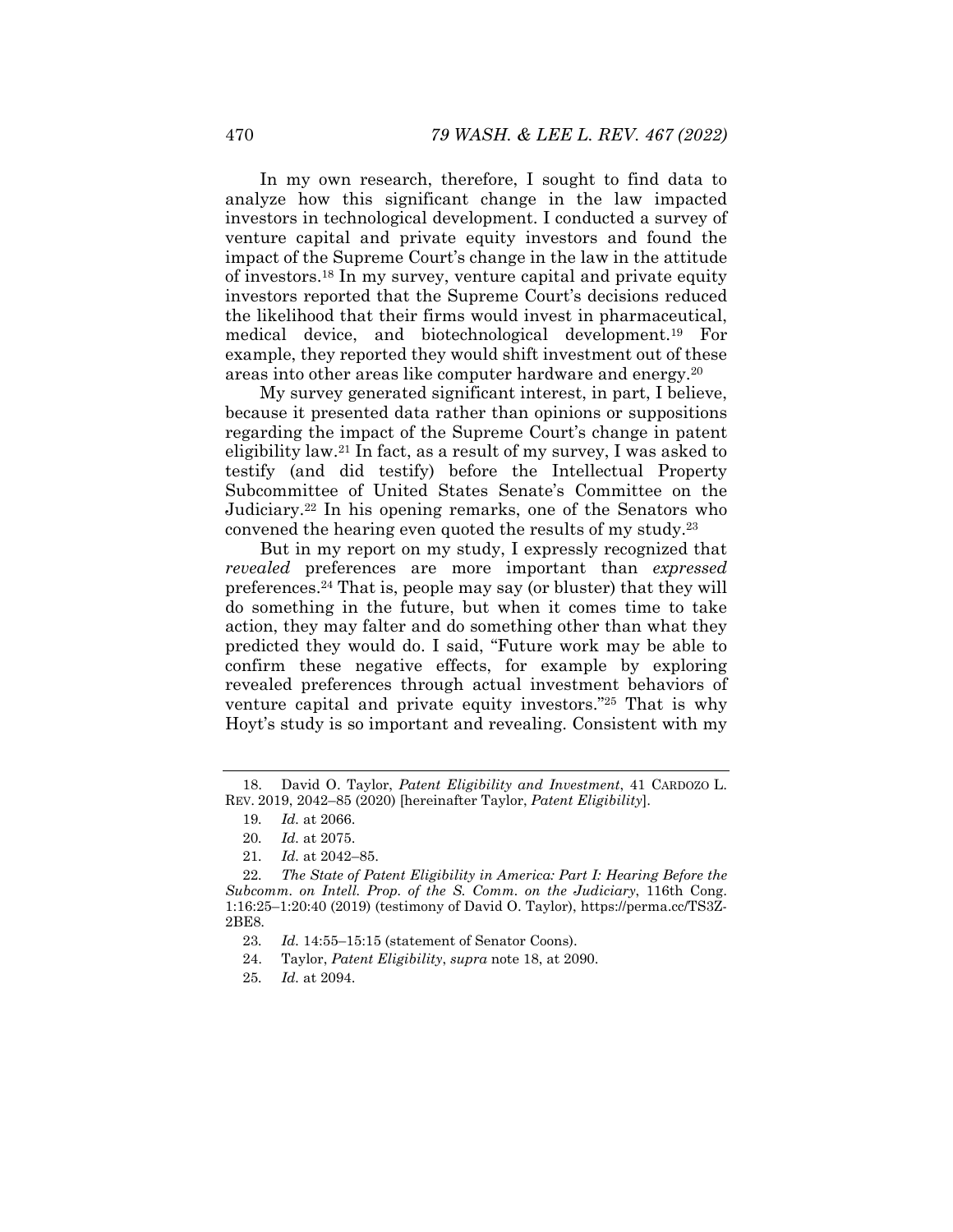In my own research, therefore, I sought to find data to analyze how this significant change in the law impacted investors in technological development. I conducted a survey of venture capital and private equity investors and found the impact of the Supreme Court's change in the law in the attitude of investors.[18] In my survey, venture capital and private equity investors reported that the Supreme Court's decisions reduced the likelihood that their firms would invest in pharmaceutical, medical device, and biotechnological development.[19] For example, they reported they would shift investment out of these areas into other areas like computer hardware and energy.[20]

My survey generated significant interest, in part, I believe, because it presented data rather than opinions or suppositions regarding the impact of the Supreme Court's change in patent eligibility law.[21] In fact, as a result of my survey, I was asked to testify (and did testify) before the Intellectual Property Subcommittee of United States Senate's Committee on the Judiciary.[22] In his opening remarks, one of the Senators who convened the hearing even quoted the results of my study.[23]

But in my report on my study, I expressly recognized that *revealed* preferences are more important than *expressed* preferences.[24] That is, people may say (or bluster) that they will do something in the future, but when it comes time to take action, they may falter and do something other than what they predicted they would do. I said, "Future work may be able to confirm these negative effects, for example by exploring revealed preferences through actual investment behaviors of venture capital and private equity investors."[25] That is why Hoyt's study is so important and revealing. Consistent with my

18. David O. Taylor, *Patent Eligibility and Investment*, 41 CARDOZO L. REV. 2019, 2042–85 (2020) [hereinafter Taylor, *Patent Eligibility*].

19. *Id.* at 2066.

20. *Id.* at 2075.

21. *Id.* at 2042–85.

22. *The State of Patent Eligibility in America: Part I: Hearing Before the Subcomm. on Intell. Prop. of the S. Comm. on the Judiciary*, 116th Cong. 1:16:25–1:20:40 (2019) (testimony of David O. Taylor), https://perma.cc/TS3Z-2BE8.

23. *Id.* 14:55–15:15 (statement of Senator Coons).

24. Taylor, *Patent Eligibility*, *supra* note 18, at 2090.

25. *Id.* at 2094.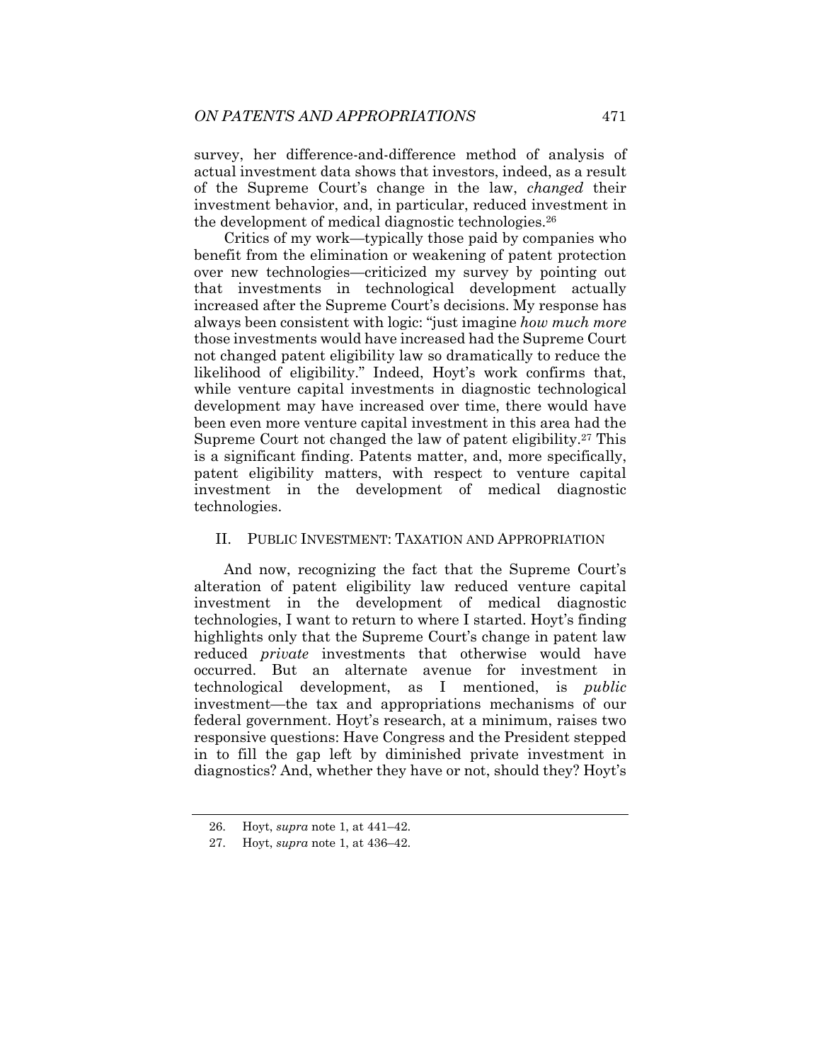survey, her difference-and-difference method of analysis of actual investment data shows that investors, indeed, as a result of the Supreme Court's change in the law, *changed* their investment behavior, and, in particular, reduced investment in the development of medical diagnostic technologies.[26]

Critics of my work—typically those paid by companies who benefit from the elimination or weakening of patent protection over new technologies—criticized my survey by pointing out that investments in technological development actually increased after the Supreme Court's decisions. My response has always been consistent with logic: "just imagine *how much more* those investments would have increased had the Supreme Court not changed patent eligibility law so dramatically to reduce the likelihood of eligibility." Indeed, Hoyt's work confirms that, while venture capital investments in diagnostic technological development may have increased over time, there would have been even more venture capital investment in this area had the Supreme Court not changed the law of patent eligibility.[27] This is a significant finding. Patents matter, and, more specifically, patent eligibility matters, with respect to venture capital investment in the development of medical diagnostic technologies.

## II. PUBLIC INVESTMENT: TAXATION AND APPROPRIATION

And now, recognizing the fact that the Supreme Court's alteration of patent eligibility law reduced venture capital investment in the development of medical diagnostic technologies, I want to return to where I started. Hoyt's finding highlights only that the Supreme Court's change in patent law reduced *private* investments that otherwise would have occurred. But an alternate avenue for investment in technological development, as I mentioned, is *public* investment—the tax and appropriations mechanisms of our federal government. Hoyt's research, at a minimum, raises two responsive questions: Have Congress and the President stepped in to fill the gap left by diminished private investment in diagnostics? And, whether they have or not, should they? Hoyt's

---

26. Hoyt, *supra* note 1, at 441–42.

27. Hoyt, *supra* note 1, at 436–42.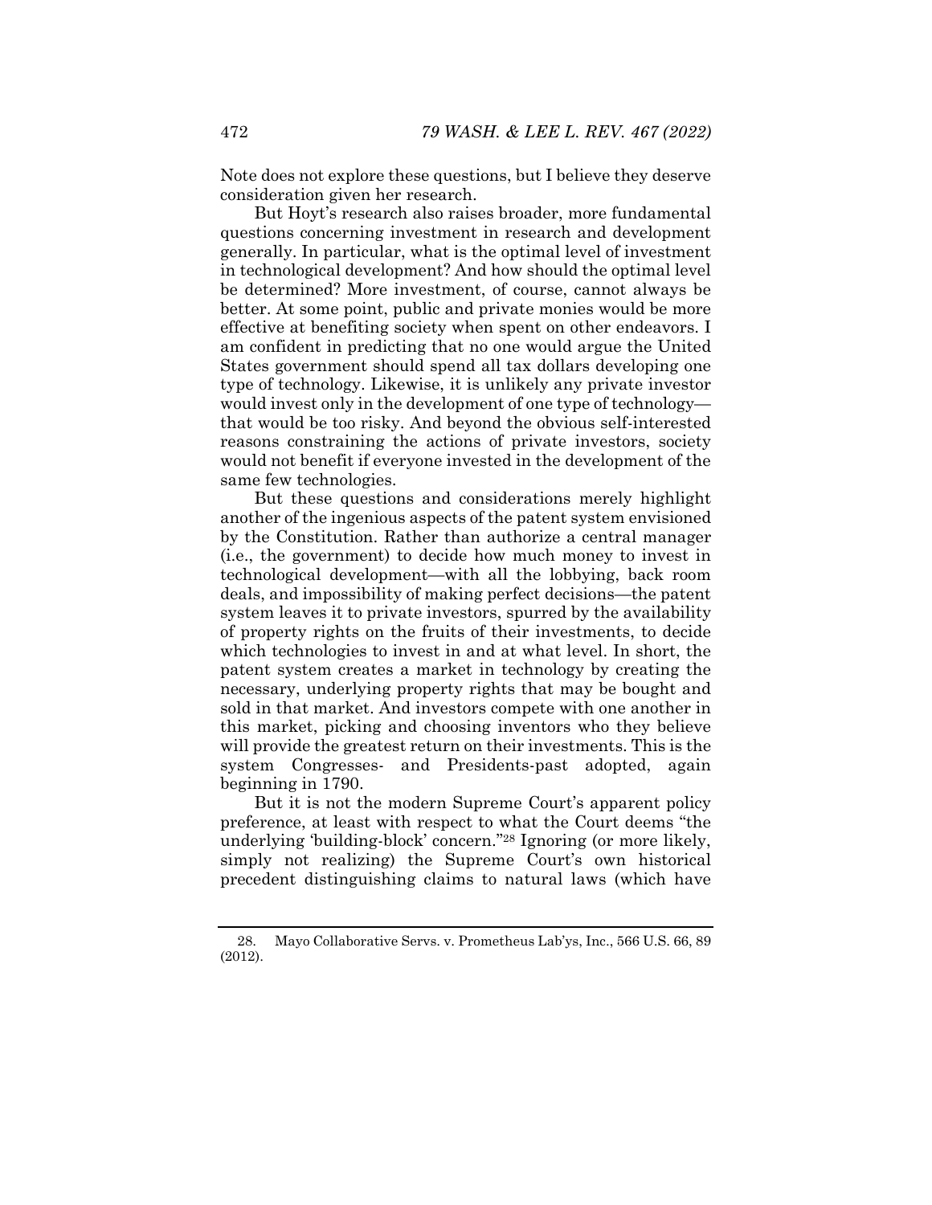Note does not explore these questions, but I believe they deserve consideration given her research.

But Hoyt's research also raises broader, more fundamental questions concerning investment in research and development generally. In particular, what is the optimal level of investment in technological development? And how should the optimal level be determined? More investment, of course, cannot always be better. At some point, public and private monies would be more effective at benefiting society when spent on other endeavors. I am confident in predicting that no one would argue the United States government should spend all tax dollars developing one type of technology. Likewise, it is unlikely any private investor would invest only in the development of one type of technology—that would be too risky. And beyond the obvious self-interested reasons constraining the actions of private investors, society would not benefit if everyone invested in the development of the same few technologies.

But these questions and considerations merely highlight another of the ingenious aspects of the patent system envisioned by the Constitution. Rather than authorize a central manager (i.e., the government) to decide how much money to invest in technological development—with all the lobbying, back room deals, and impossibility of making perfect decisions—the patent system leaves it to private investors, spurred by the availability of property rights on the fruits of their investments, to decide which technologies to invest in and at what level. In short, the patent system creates a market in technology by creating the necessary, underlying property rights that may be bought and sold in that market. And investors compete with one another in this market, picking and choosing inventors who they believe will provide the greatest return on their investments. This is the system Congresses- and Presidents-past adopted, again beginning in 1790.

But it is not the modern Supreme Court's apparent policy preference, at least with respect to what the Court deems "the underlying 'building-block' concern."[28] Ignoring (or more likely, simply not realizing) the Supreme Court's own historical precedent distinguishing claims to natural laws (which have

28. Mayo Collaborative Servs. v. Prometheus Lab'ys, Inc., 566 U.S. 66, 89 (2012).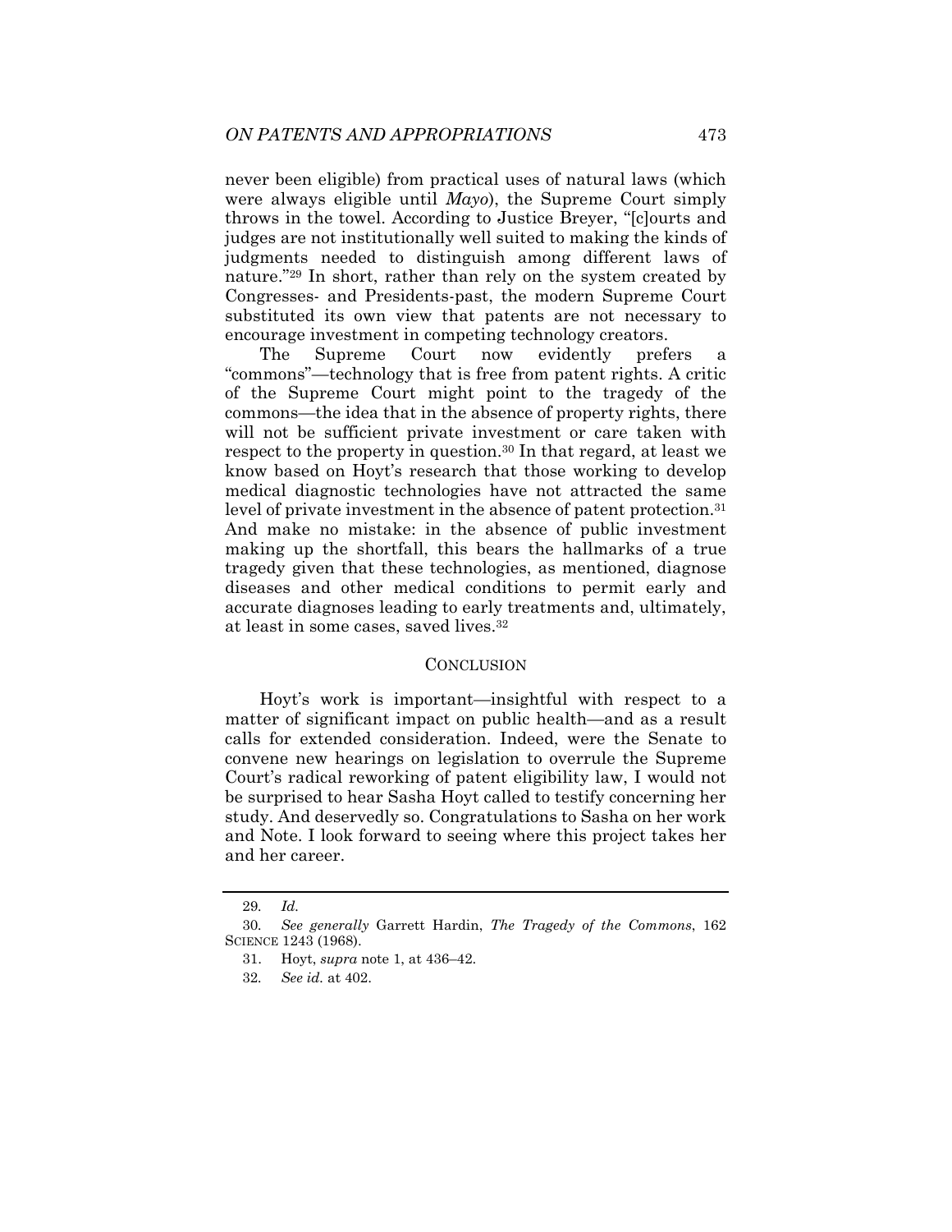never been eligible) from practical uses of natural laws (which were always eligible until *Mayo*), the Supreme Court simply throws in the towel. According to Justice Breyer, "[c]ourts and judges are not institutionally well suited to making the kinds of judgments needed to distinguish among different laws of nature."[29] In short, rather than rely on the system created by Congresses- and Presidents-past, the modern Supreme Court substituted its own view that patents are not necessary to encourage investment in competing technology creators.

The Supreme Court now evidently prefers a "commons"—technology that is free from patent rights. A critic of the Supreme Court might point to the tragedy of the commons—the idea that in the absence of property rights, there will not be sufficient private investment or care taken with respect to the property in question.[30] In that regard, at least we know based on Hoyt's research that those working to develop medical diagnostic technologies have not attracted the same level of private investment in the absence of patent protection.[31] And make no mistake: in the absence of public investment making up the shortfall, this bears the hallmarks of a true tragedy given that these technologies, as mentioned, diagnose diseases and other medical conditions to permit early and accurate diagnoses leading to early treatments and, ultimately, at least in some cases, saved lives.[32]

## CONCLUSION

Hoyt's work is important—insightful with respect to a matter of significant impact on public health—and as a result calls for extended consideration. Indeed, were the Senate to convene new hearings on legislation to overrule the Supreme Court's radical reworking of patent eligibility law, I would not be surprised to hear Sasha Hoyt called to testify concerning her study. And deservedly so. Congratulations to Sasha on her work and Note. I look forward to seeing where this project takes her and her career.

---

29. *Id.*

30. *See generally* Garrett Hardin, *The Tragedy of the Commons*, 162 SCIENCE 1243 (1968).

31. Hoyt, *supra* note 1, at 436–42.

32. *See id.* at 402.